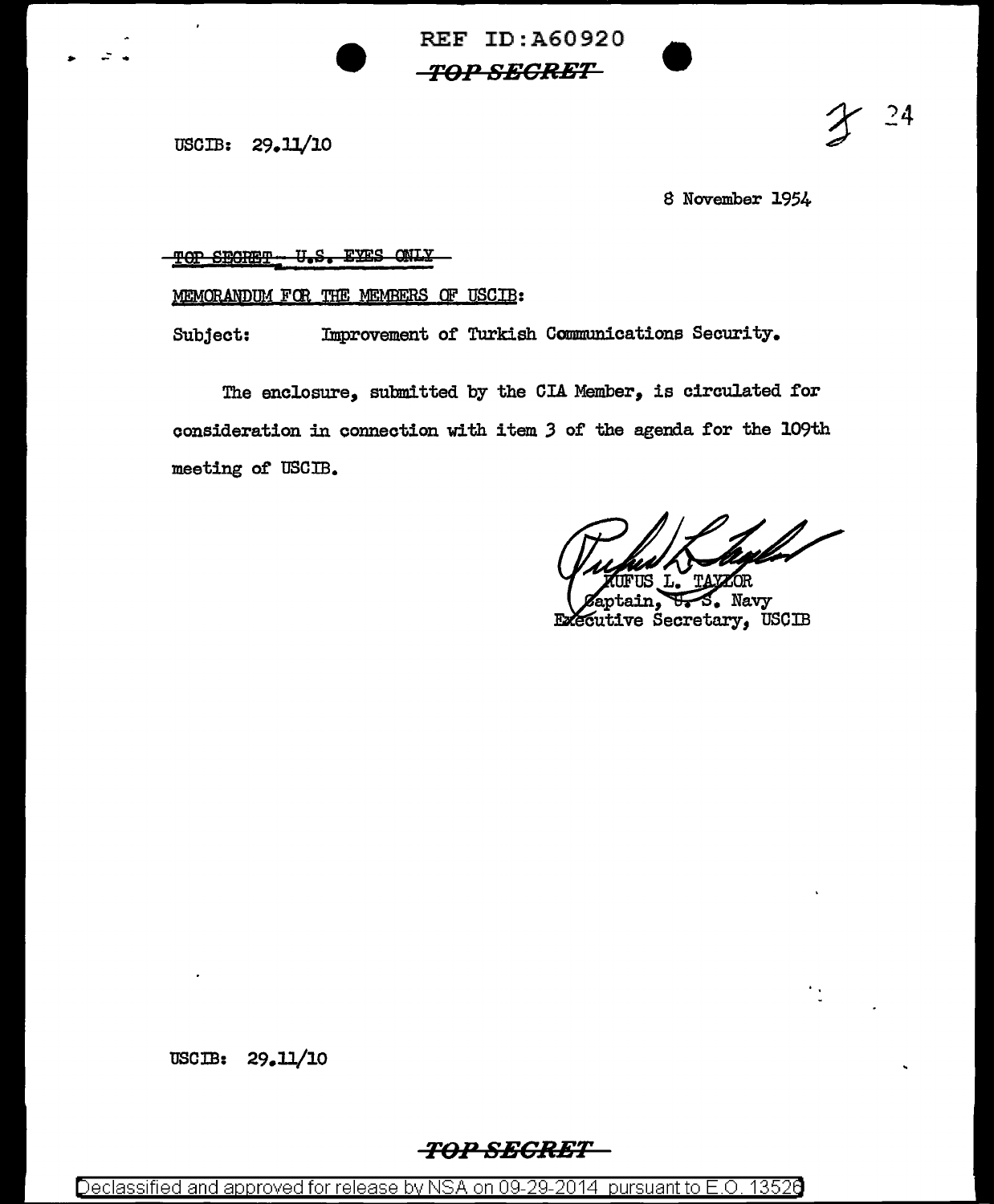REF ID:A60920

~~TOP SECRET~~

USCIB: 29.11/10

24

8 November 1954

~~TOP SECRET - U.S. EYES ONLY~~

MEMORANDUM FOR THE MEMBERS OF USCIB:

Subject: Improvement of Turkish Communications Security.

The enclosure, submitted by the CIA Member, is circulated for consideration in connection with item 3 of the agenda for the 109th meeting of USCIB.

RUFUS L. TAYLOR
Captain, U. S. Navy
Executive Secretary, USCIB

USCIB: 29.11/10

~~TOP SECRET~~

Declassified and approved for release by NSA on 09-29-2014 pursuant to E.O. 13526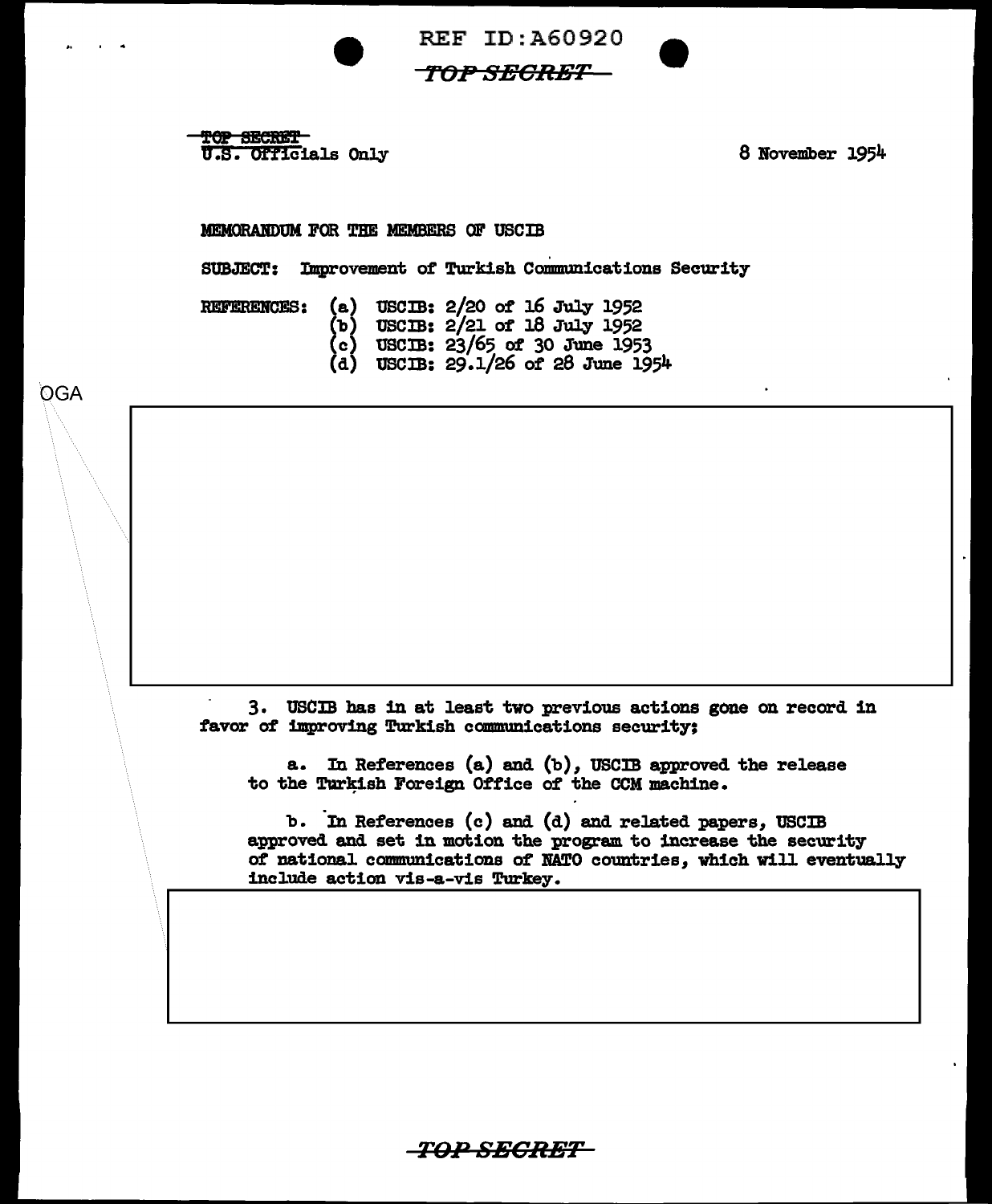~~TOP SECRET~~
U.S. Officials Only

8 November 1954

MEMORANDUM FOR THE MEMBERS OF USCIB

SUBJECT: Improvement of Turkish Communications Security

REFERENCES:
(a) USCIB: 2/20 of 16 July 1952
(b) USCIB: 2/21 of 18 July 1952
(c) USCIB: 23/65 of 30 June 1953
(d) USCIB: 29.1/26 of 28 June 1954

OGA

3. USCIB has in at least two previous actions gone on record in favor of improving Turkish communications security;

a. In References (a) and (b), USCIB approved the release to the Turkish Foreign Office of the CCM machine.

b. In References (c) and (d) and related papers, USCIB approved and set in motion the program to increase the security of national communications of NATO countries, which will eventually include action vis-a-vis Turkey.

~~TOP SECRET~~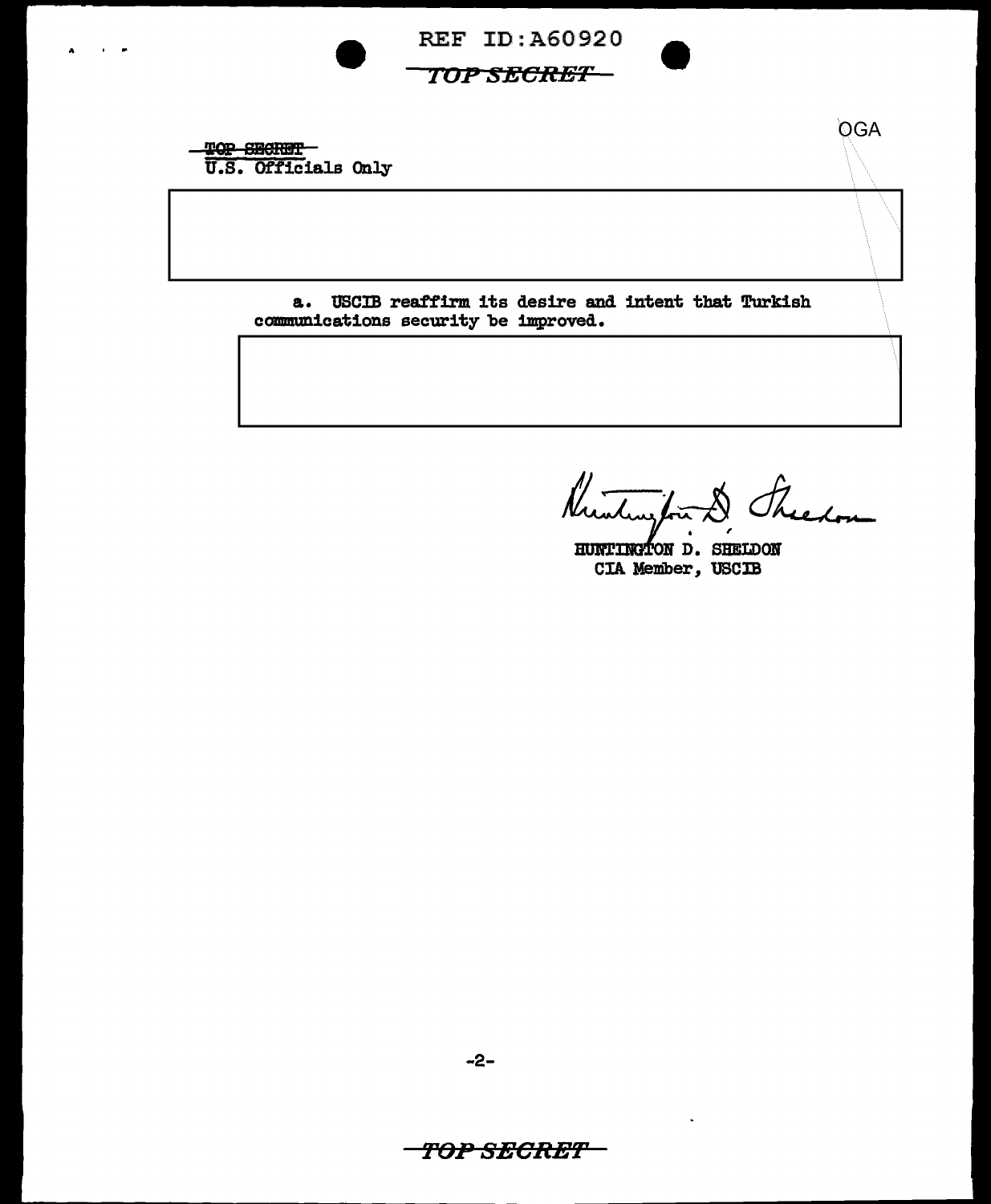~~TOP SECRET~~
U.S. Officials Only

OGA

a. USCIB reaffirm its desire and intent that Turkish communications security be improved.

HUNTINGTON D. SHELDON
CIA Member, USCIB